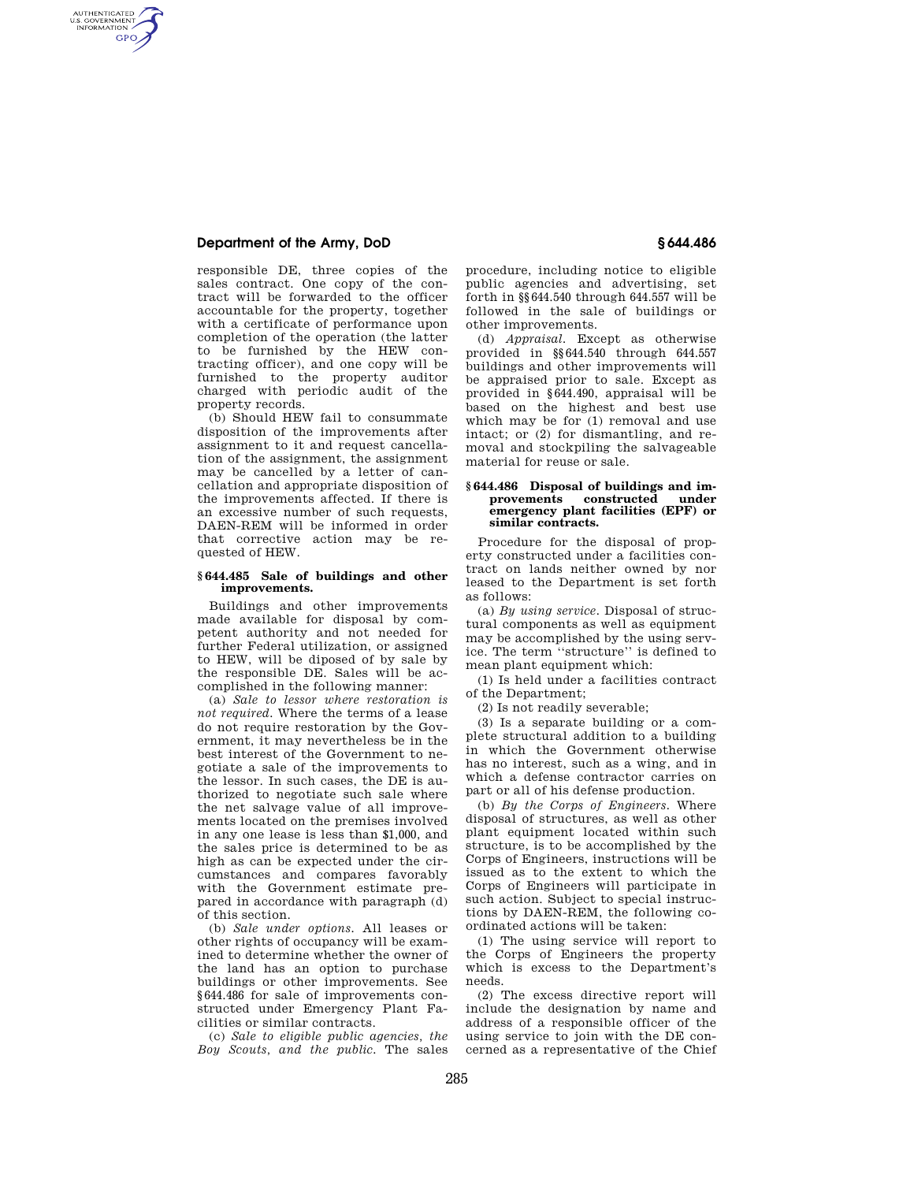responsible DE, three copies of the sales contract. One copy of the contract will be forwarded to the officer accountable for the property, together with a certificate of performance upon completion of the operation (the latter to be furnished by the HEW contracting officer), and one copy will be furnished to the property auditor charged with periodic audit of the property records.

(b) Should HEW fail to consummate disposition of the improvements after assignment to it and request cancellation of the assignment, the assignment may be cancelled by a letter of cancellation and appropriate disposition of the improvements affected. If there is an excessive number of such requests, DAEN-REM will be informed in order that corrective action may be requested of HEW.

### § 644.485 Sale of buildings and other improvements.

Buildings and other improvements made available for disposal by competent authority and not needed for further Federal utilization, or assigned to HEW, will be diposed of by sale by the responsible DE. Sales will be accomplished in the following manner:

(a) *Sale to lessor where restoration is not required.* Where the terms of a lease do not require restoration by the Government, it may nevertheless be in the best interest of the Government to negotiate a sale of the improvements to the lessor. In such cases, the DE is authorized to negotiate such sale where the net salvage value of all improvements located on the premises involved in any one lease is less than $1,000, and the sales price is determined to be as high as can be expected under the circumstances and compares favorably with the Government estimate prepared in accordance with paragraph (d) of this section.

(b) *Sale under options.* All leases or other rights of occupancy will be examined to determine whether the owner of the land has an option to purchase buildings or other improvements. See § 644.486 for sale of improvements constructed under Emergency Plant Facilities or similar contracts.

(c) *Sale to eligible public agencies, the Boy Scouts, and the public.* The sales procedure, including notice to eligible public agencies and advertising, set forth in §§ 644.540 through 644.557 will be followed in the sale of buildings or other improvements.

(d) *Appraisal.* Except as otherwise provided in §§ 644.540 through 644.557 buildings and other improvements will be appraised prior to sale. Except as provided in § 644.490, appraisal will be based on the highest and best use which may be for (1) removal and use intact; or (2) for dismantling, and removal and stockpiling the salvageable material for reuse or sale.

### § 644.486 Disposal of buildings and improvements constructed under emergency plant facilities (EPF) or similar contracts.

Procedure for the disposal of property constructed under a facilities contract on lands neither owned by nor leased to the Department is set forth as follows:

(a) *By using service.* Disposal of structural components as well as equipment may be accomplished by the using service. The term "structure" is defined to mean plant equipment which:

(1) Is held under a facilities contract of the Department;

(2) Is not readily severable;

(3) Is a separate building or a complete structural addition to a building in which the Government otherwise has no interest, such as a wing, and in which a defense contractor carries on part or all of his defense production.

(b) *By the Corps of Engineers.* Where disposal of structures, as well as other plant equipment located within such structure, is to be accomplished by the Corps of Engineers, instructions will be issued as to the extent to which the Corps of Engineers will participate in such action. Subject to special instructions by DAEN-REM, the following coordinated actions will be taken:

(1) The using service will report to the Corps of Engineers the property which is excess to the Department's needs.

(2) The excess directive report will include the designation by name and address of a responsible officer of the using service to join with the DE concerned as a representative of the Chief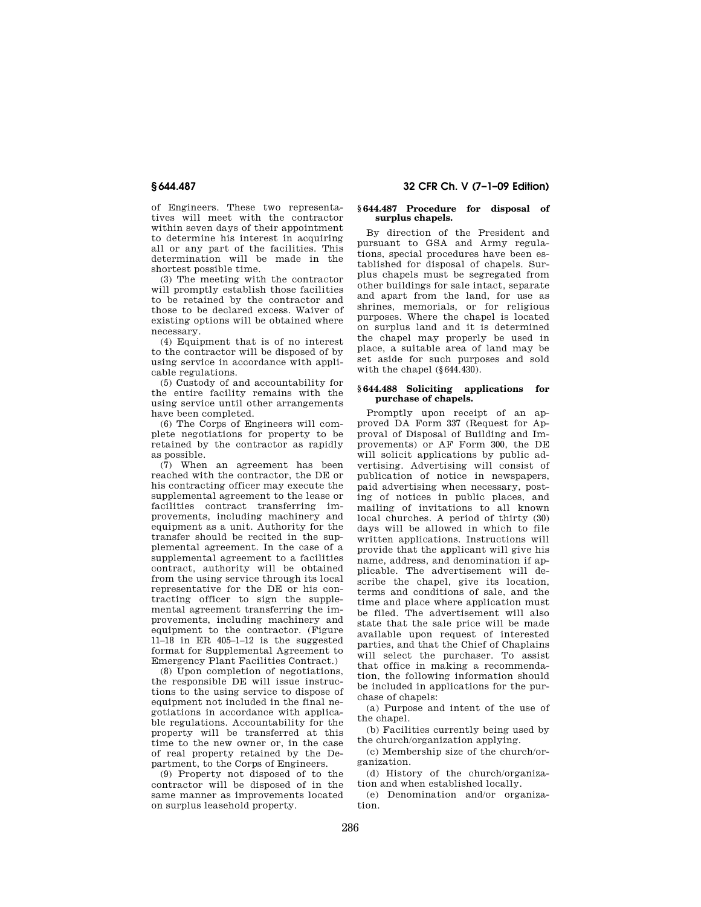of Engineers. These two representatives will meet with the contractor within seven days of their appointment to determine his interest in acquiring all or any part of the facilities. This determination will be made in the shortest possible time.

(3) The meeting with the contractor will promptly establish those facilities to be retained by the contractor and those to be declared excess. Waiver of existing options will be obtained where necessary.

(4) Equipment that is of no interest to the contractor will be disposed of by using service in accordance with applicable regulations.

(5) Custody of and accountability for the entire facility remains with the using service until other arrangements have been completed.

(6) The Corps of Engineers will complete negotiations for property to be retained by the contractor as rapidly as possible.

(7) When an agreement has been reached with the contractor, the DE or his contracting officer may execute the supplemental agreement to the lease or facilities contract transferring improvements, including machinery and equipment as a unit. Authority for the transfer should be recited in the supplemental agreement. In the case of a supplemental agreement to a facilities contract, authority will be obtained from the using service through its local representative for the DE or his contracting officer to sign the supplemental agreement transferring the improvements, including machinery and equipment to the contractor. (Figure 11–18 in ER 405–1–12 is the suggested format for Supplemental Agreement to Emergency Plant Facilities Contract.)

(8) Upon completion of negotiations, the responsible DE will issue instructions to the using service to dispose of equipment not included in the final negotiations in accordance with applicable regulations. Accountability for the property will be transferred at this time to the new owner or, in the case of real property retained by the Department, to the Corps of Engineers.

(9) Property not disposed of to the contractor will be disposed of in the same manner as improvements located on surplus leasehold property.

### § 644.487 Procedure for disposal of surplus chapels.

By direction of the President and pursuant to GSA and Army regulations, special procedures have been established for disposal of chapels. Surplus chapels must be segregated from other buildings for sale intact, separate and apart from the land, for use as shrines, memorials, or for religious purposes. Where the chapel is located on surplus land and it is determined the chapel may properly be used in place, a suitable area of land may be set aside for such purposes and sold with the chapel (§ 644.430).

### § 644.488 Soliciting applications for purchase of chapels.

Promptly upon receipt of an approved DA Form 337 (Request for Approval of Disposal of Building and Improvements) or AF Form 300, the DE will solicit applications by public advertising. Advertising will consist of publication of notice in newspapers, paid advertising when necessary, posting of notices in public places, and mailing of invitations to all known local churches. A period of thirty (30) days will be allowed in which to file written applications. Instructions will provide that the applicant will give his name, address, and denomination if applicable. The advertisement will describe the chapel, give its location, terms and conditions of sale, and the time and place where application must be filed. The advertisement will also state that the sale price will be made available upon request of interested parties, and that the Chief of Chaplains will select the purchaser. To assist that office in making a recommendation, the following information should be included in applications for the purchase of chapels:

(a) Purpose and intent of the use of the chapel.

(b) Facilities currently being used by the church/organization applying.

(c) Membership size of the church/organization.

(d) History of the church/organization and when established locally.

(e) Denomination and/or organization.